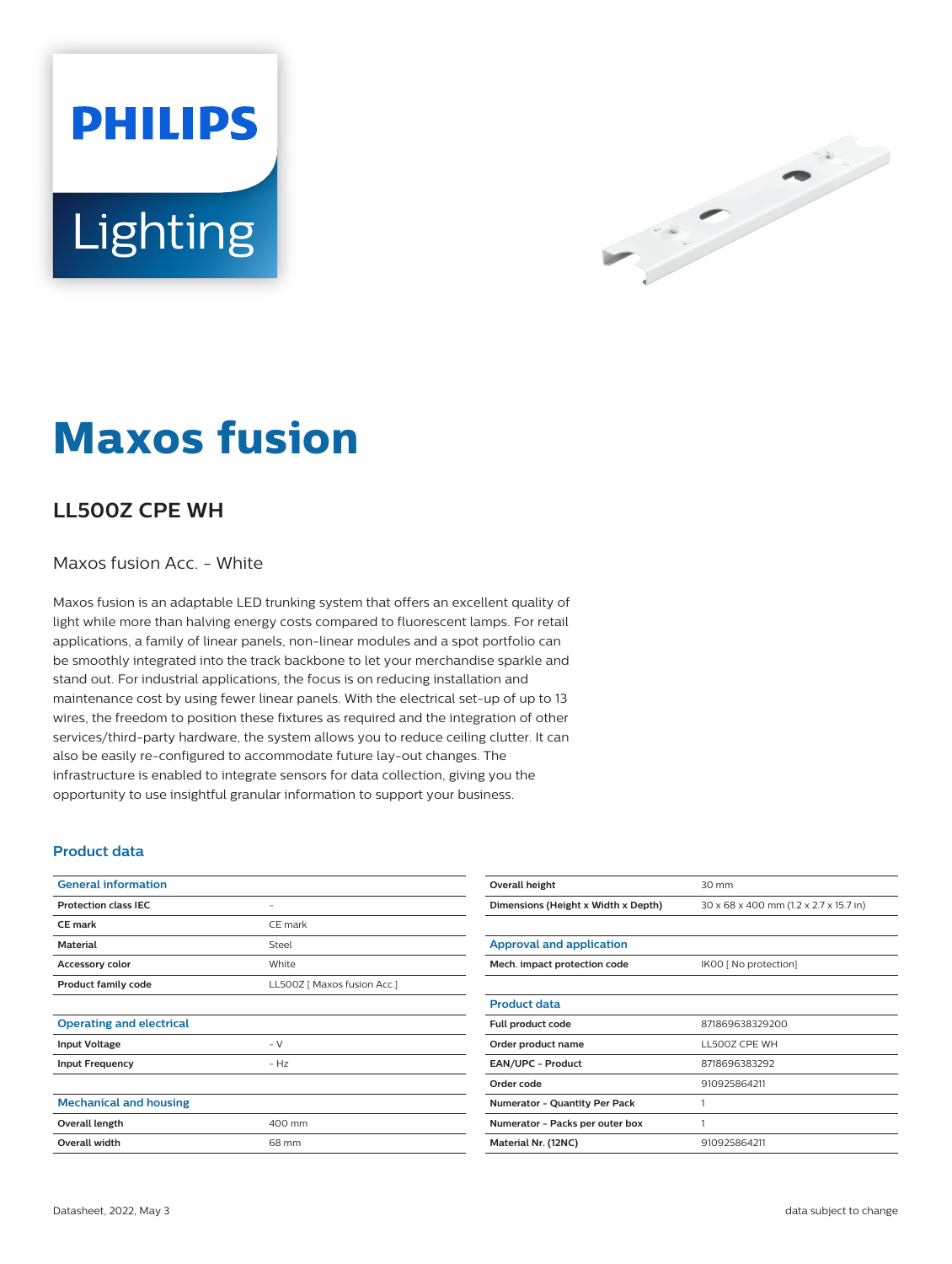# Maxos fusion

## LL500Z CPE WH

Maxos fusion Acc. - White

Maxos fusion is an adaptable LED trunking system that offers an excellent quality of light while more than halving energy costs compared to fluorescent lamps. For retail applications, a family of linear panels, non-linear modules and a spot portfolio can be smoothly integrated into the track backbone to let your merchandise sparkle and stand out. For industrial applications, the focus is on reducing installation and maintenance cost by using fewer linear panels. With the electrical set-up of up to 13 wires, the freedom to position these fixtures as required and the integration of other services/third-party hardware, the system allows you to reduce ceiling clutter. It can also be easily re-configured to accommodate future lay-out changes. The infrastructure is enabled to integrate sensors for data collection, giving you the opportunity to use insightful granular information to support your business.

### Product data

| General information | |
|---|---|
| Protection class IEC | - |
| CE mark | CE mark |
| Material | Steel |
| Accessory color | White |
| Product family code | LL500Z [ Maxos fusion Acc.] |

| Operating and electrical | |
|---|---|
| Input Voltage | - V |
| Input Frequency | - Hz |

| Mechanical and housing | |
|---|---|
| Overall length | 400 mm |
| Overall width | 68 mm |
| Overall height | 30 mm |
| Dimensions (Height x Width x Depth) | 30 x 68 x 400 mm (1.2 x 2.7 x 15.7 in) |

| Approval and application | |
|---|---|
| Mech. impact protection code | IK00 [ No protection] |

| Product data | |
|---|---|
| Full product code | 871869638329200 |
| Order product name | LL500Z CPE WH |
| EAN/UPC - Product | 8718696383292 |
| Order code | 910925864211 |
| Numerator - Quantity Per Pack | 1 |
| Numerator - Packs per outer box | 1 |
| Material Nr. (12NC) | 910925864211 |

Datasheet, 2022, May 3 — data subject to change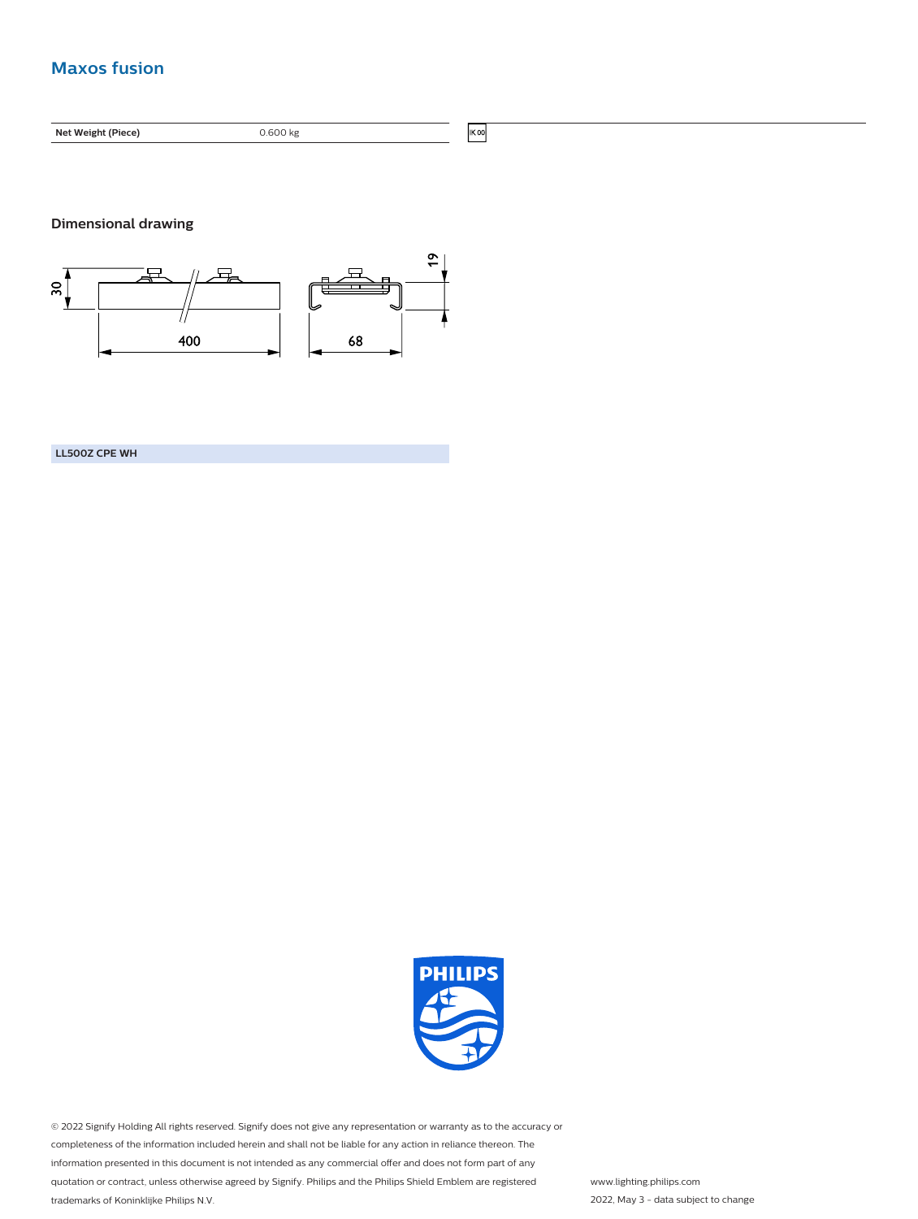## Maxos fusion

| | |
|---|---|
| **Net Weight (Piece)** | 0.600 kg |

IK00

### Dimensional drawing

30

400

68

19

**LL500Z CPE WH**

© 2022 Signify Holding All rights reserved. Signify does not give any representation or warranty as to the accuracy or completeness of the information included herein and shall not be liable for any action in reliance thereon. The information presented in this document is not intended as any commercial offer and does not form part of any quotation or contract, unless otherwise agreed by Signify. Philips and the Philips Shield Emblem are registered trademarks of Koninklijke Philips N.V.

www.lighting.philips.com

2022, May 3 - data subject to change